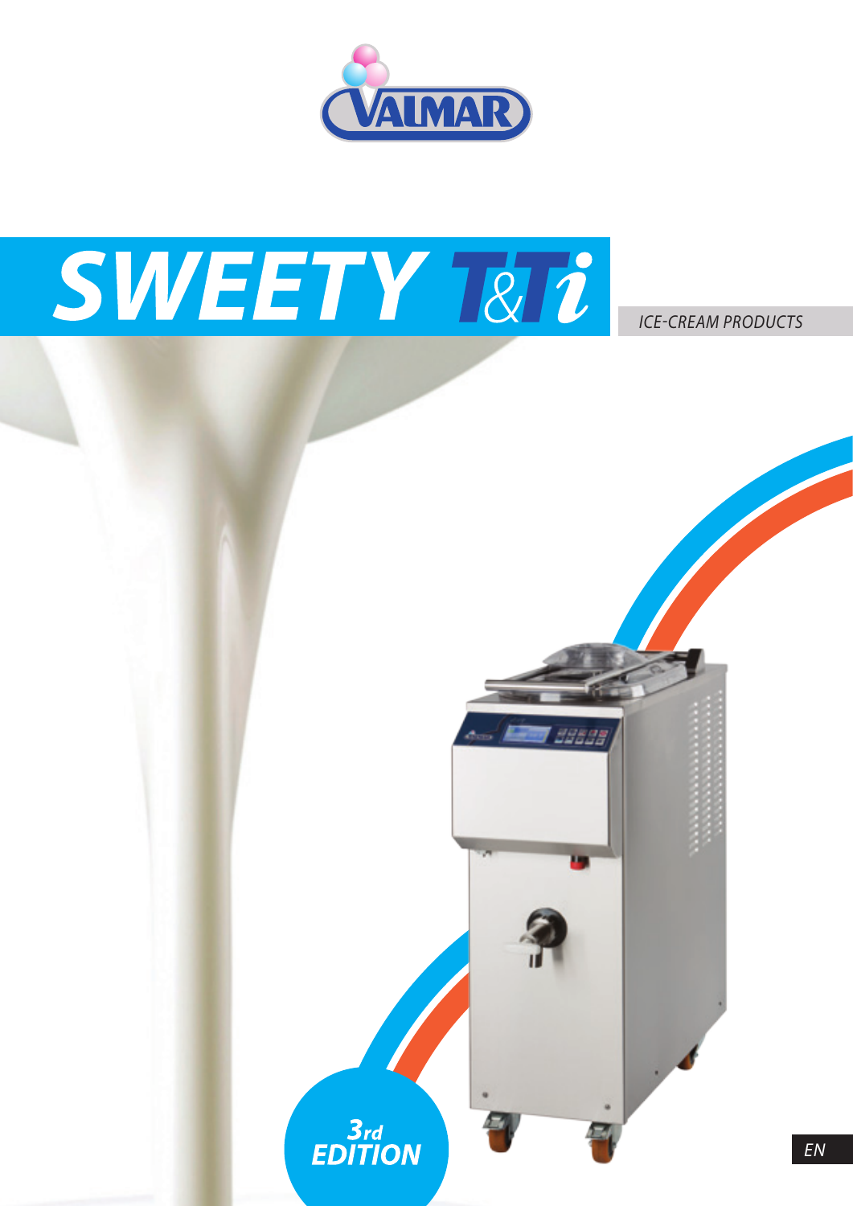VALMAR

# SWEETY T&Ti

*ICE-CREAM PRODUCTS*

***3rd EDITION***

*EN*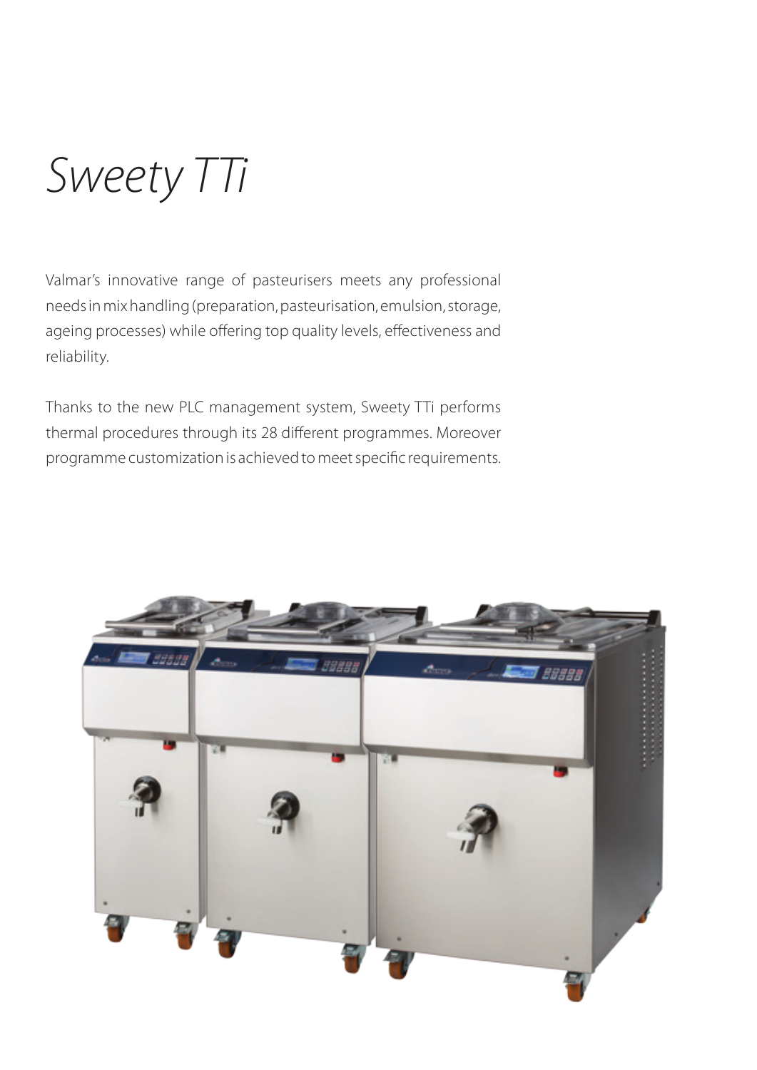# Sweety TTi

Valmar's innovative range of pasteurisers meets any professional needs in mix handling (preparation, pasteurisation, emulsion, storage, ageing processes) while offering top quality levels, effectiveness and reliability.

Thanks to the new PLC management system, Sweety TTi performs thermal procedures through its 28 different programmes. Moreover programme customization is achieved to meet specific requirements.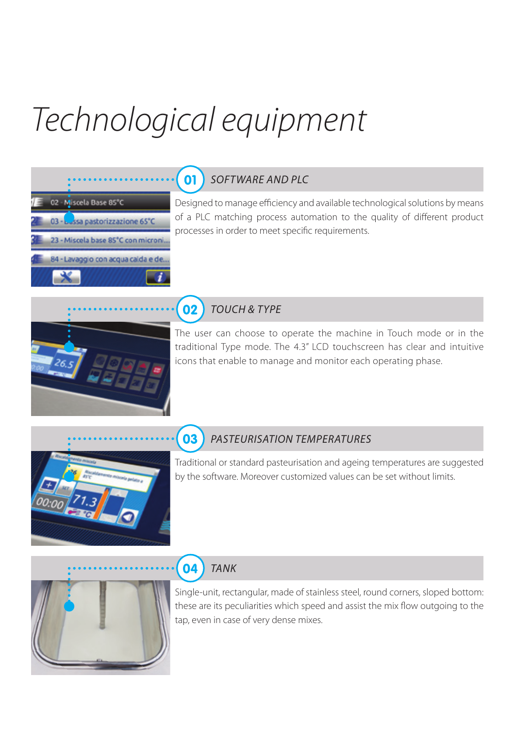# Technological equipment

## 01 SOFTWARE AND PLC

Designed to manage efficiency and available technological solutions by means of a PLC matching process automation to the quality of different product processes in order to meet specific requirements.

## 02 TOUCH & TYPE

The user can choose to operate the machine in Touch mode or in the traditional Type mode. The 4.3" LCD touchscreen has clear and intuitive icons that enable to manage and monitor each operating phase.

## 03 PASTEURISATION TEMPERATURES

Traditional or standard pasteurisation and ageing temperatures are suggested by the software. Moreover customized values can be set without limits.

## 04 TANK

Single-unit, rectangular, made of stainless steel, round corners, sloped bottom: these are its peculiarities which speed and assist the mix flow outgoing to the tap, even in case of very dense mixes.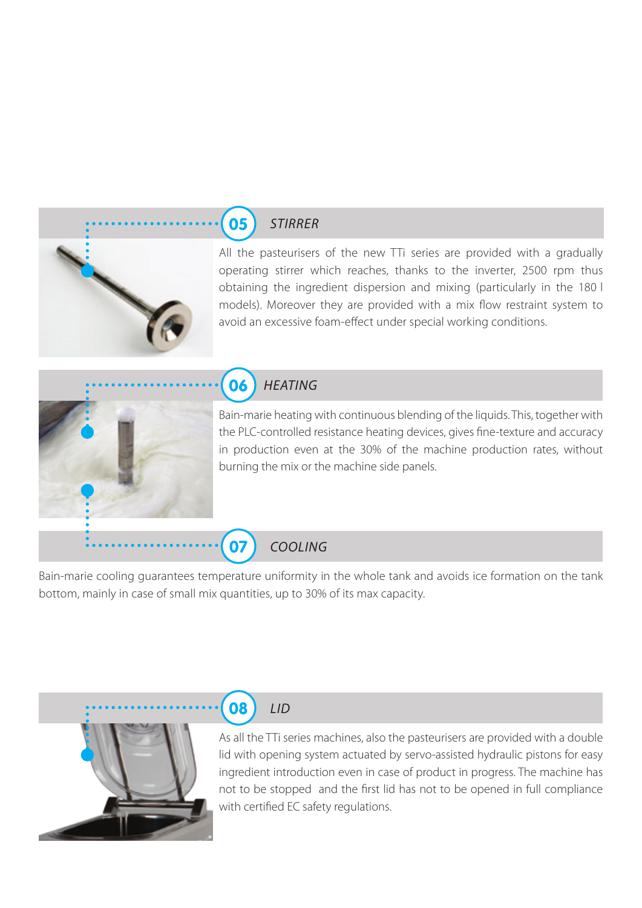## 05 STIRRER

All the pasteurisers of the new TTi series are provided with a gradually operating stirrer which reaches, thanks to the inverter, 2500 rpm thus obtaining the ingredient dispersion and mixing (particularly in the 180 l models). Moreover they are provided with a mix flow restraint system to avoid an excessive foam-effect under special working conditions.

## 06 HEATING

Bain-marie heating with continuous blending of the liquids. This, together with the PLC-controlled resistance heating devices, gives fine-texture and accuracy in production even at the 30% of the machine production rates, without burning the mix or the machine side panels.

## 07 COOLING

Bain-marie cooling guarantees temperature uniformity in the whole tank and avoids ice formation on the tank bottom, mainly in case of small mix quantities, up to 30% of its max capacity.

## 08 LID

As all the TTi series machines, also the pasteurisers are provided with a double lid with opening system actuated by servo-assisted hydraulic pistons for easy ingredient introduction even in case of product in progress. The machine has not to be stopped and the first lid has not to be opened in full compliance with certified EC safety regulations.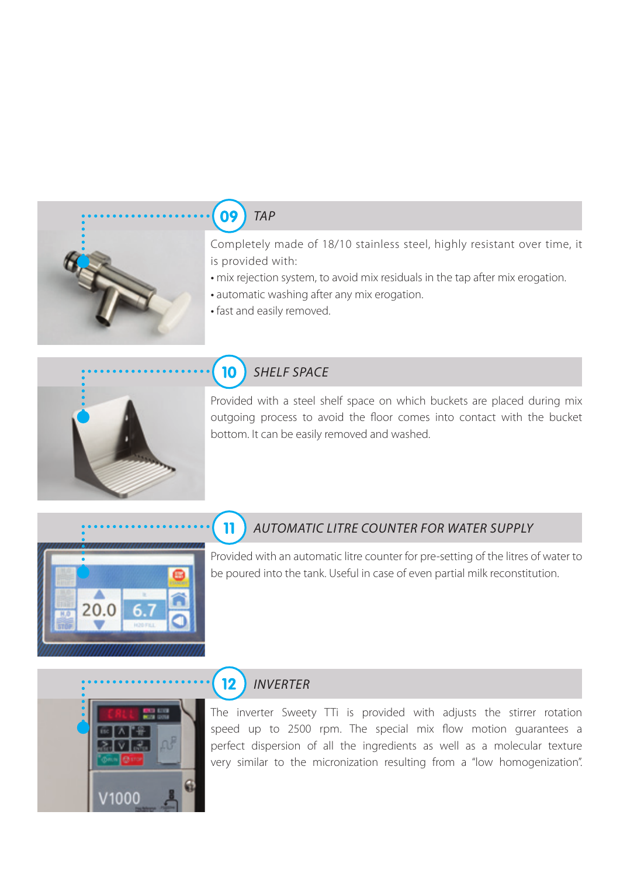## 09 TAP

Completely made of 18/10 stainless steel, highly resistant over time, it is provided with:

- mix rejection system, to avoid mix residuals in the tap after mix erogation.
- automatic washing after any mix erogation.
- fast and easily removed.

## 10 SHELF SPACE

Provided with a steel shelf space on which buckets are placed during mix outgoing process to avoid the floor comes into contact with the bucket bottom. It can be easily removed and washed.

## 11 AUTOMATIC LITRE COUNTER FOR WATER SUPPLY

Provided with an automatic litre counter for pre-setting of the litres of water to be poured into the tank. Useful in case of even partial milk reconstitution.

## 12 INVERTER

The inverter Sweety TTi is provided with adjusts the stirrer rotation speed up to 2500 rpm. The special mix flow motion guarantees a perfect dispersion of all the ingredients as well as a molecular texture very similar to the micronization resulting from a "low homogenization".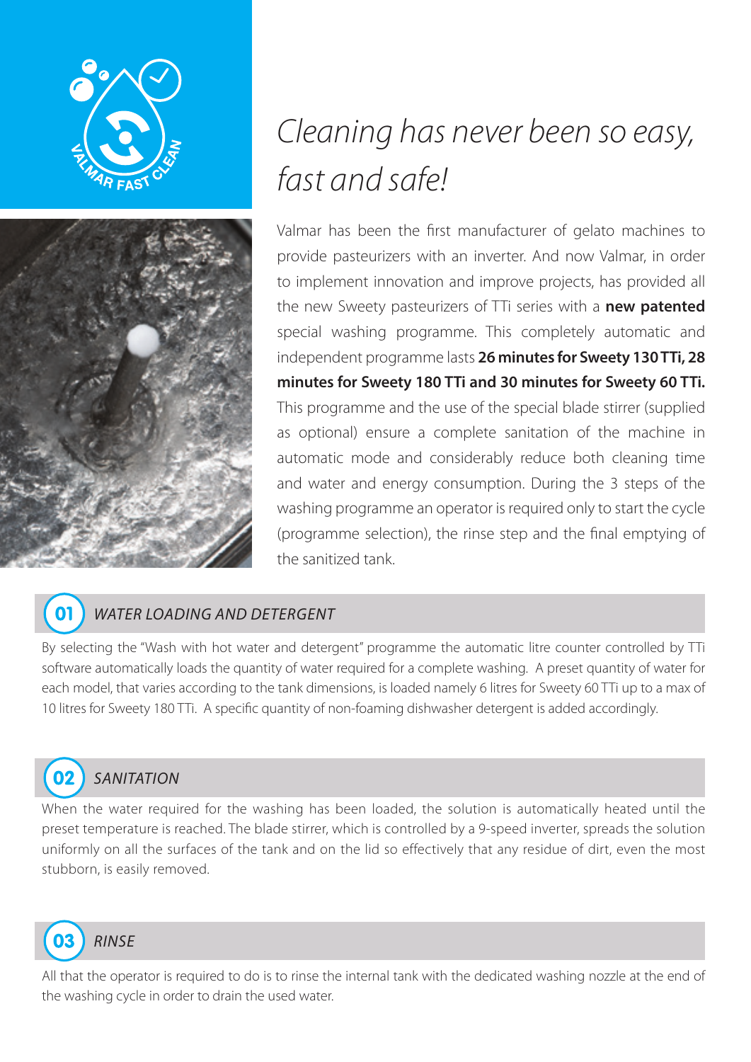# *Cleaning has never been so easy, fast and safe!*

Valmar has been the first manufacturer of gelato machines to provide pasteurizers with an inverter. And now Valmar, in order to implement innovation and improve projects, has provided all the new Sweety pasteurizers of TTi series with a **new patented** special washing programme. This completely automatic and independent programme lasts **26 minutes for Sweety 130 TTi, 28 minutes for Sweety 180 TTi and 30 minutes for Sweety 60 TTi.** This programme and the use of the special blade stirrer (supplied as optional) ensure a complete sanitation of the machine in automatic mode and considerably reduce both cleaning time and water and energy consumption. During the 3 steps of the washing programme an operator is required only to start the cycle (programme selection), the rinse step and the final emptying of the sanitized tank.

## 01 *WATER LOADING AND DETERGENT*

By selecting the "Wash with hot water and detergent" programme the automatic litre counter controlled by TTi software automatically loads the quantity of water required for a complete washing. A preset quantity of water for each model, that varies according to the tank dimensions, is loaded namely 6 litres for Sweety 60 TTi up to a max of 10 litres for Sweety 180 TTi. A specific quantity of non-foaming dishwasher detergent is added accordingly.

## 02 *SANITATION*

When the water required for the washing has been loaded, the solution is automatically heated until the preset temperature is reached. The blade stirrer, which is controlled by a 9-speed inverter, spreads the solution uniformly on all the surfaces of the tank and on the lid so effectively that any residue of dirt, even the most stubborn, is easily removed.

## 03 *RINSE*

All that the operator is required to do is to rinse the internal tank with the dedicated washing nozzle at the end of the washing cycle in order to drain the used water.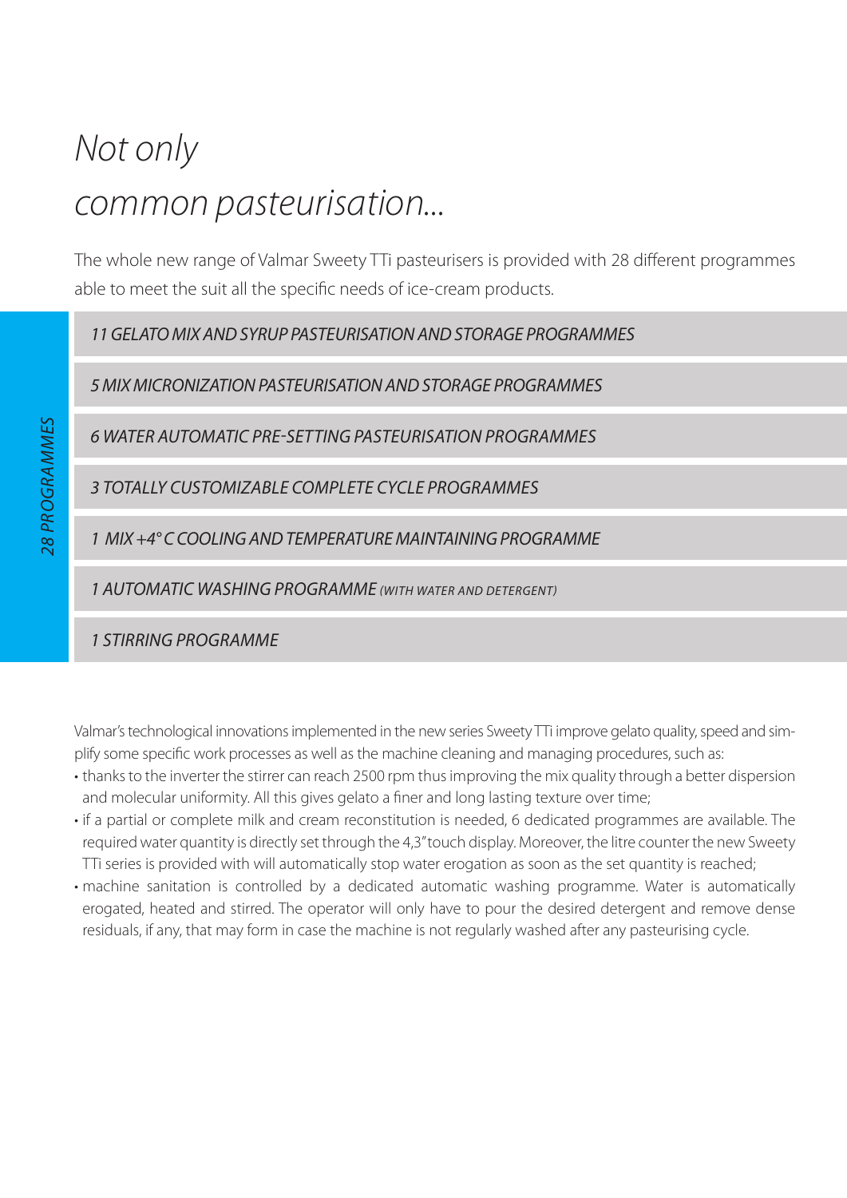# *Not only common pasteurisation...*

The whole new range of Valmar Sweety TTi pasteurisers is provided with 28 different programmes able to meet the suit all the specific needs of ice-cream products.

*28 PROGRAMMES*

- *11 GELATO MIX AND SYRUP PASTEURISATION AND STORAGE PROGRAMMES*
- *5 MIX MICRONIZATION PASTEURISATION AND STORAGE PROGRAMMES*
- *6 WATER AUTOMATIC PRE-SETTING PASTEURISATION PROGRAMMES*
- *3 TOTALLY CUSTOMIZABLE COMPLETE CYCLE PROGRAMMES*
- *1 MIX +4° C COOLING AND TEMPERATURE MAINTAINING PROGRAMME*
- *1 AUTOMATIC WASHING PROGRAMME (WITH WATER AND DETERGENT)*
- *1 STIRRING PROGRAMME*

Valmar's technological innovations implemented in the new series Sweety TTi improve gelato quality, speed and simplify some specific work processes as well as the machine cleaning and managing procedures, such as:

- thanks to the inverter the stirrer can reach 2500 rpm thus improving the mix quality through a better dispersion and molecular uniformity. All this gives gelato a finer and long lasting texture over time;
- if a partial or complete milk and cream reconstitution is needed, 6 dedicated programmes are available. The required water quantity is directly set through the 4,3" touch display. Moreover, the litre counter the new Sweety TTi series is provided with will automatically stop water erogation as soon as the set quantity is reached;
- machine sanitation is controlled by a dedicated automatic washing programme. Water is automatically erogated, heated and stirred. The operator will only have to pour the desired detergent and remove dense residuals, if any, that may form in case the machine is not regularly washed after any pasteurising cycle.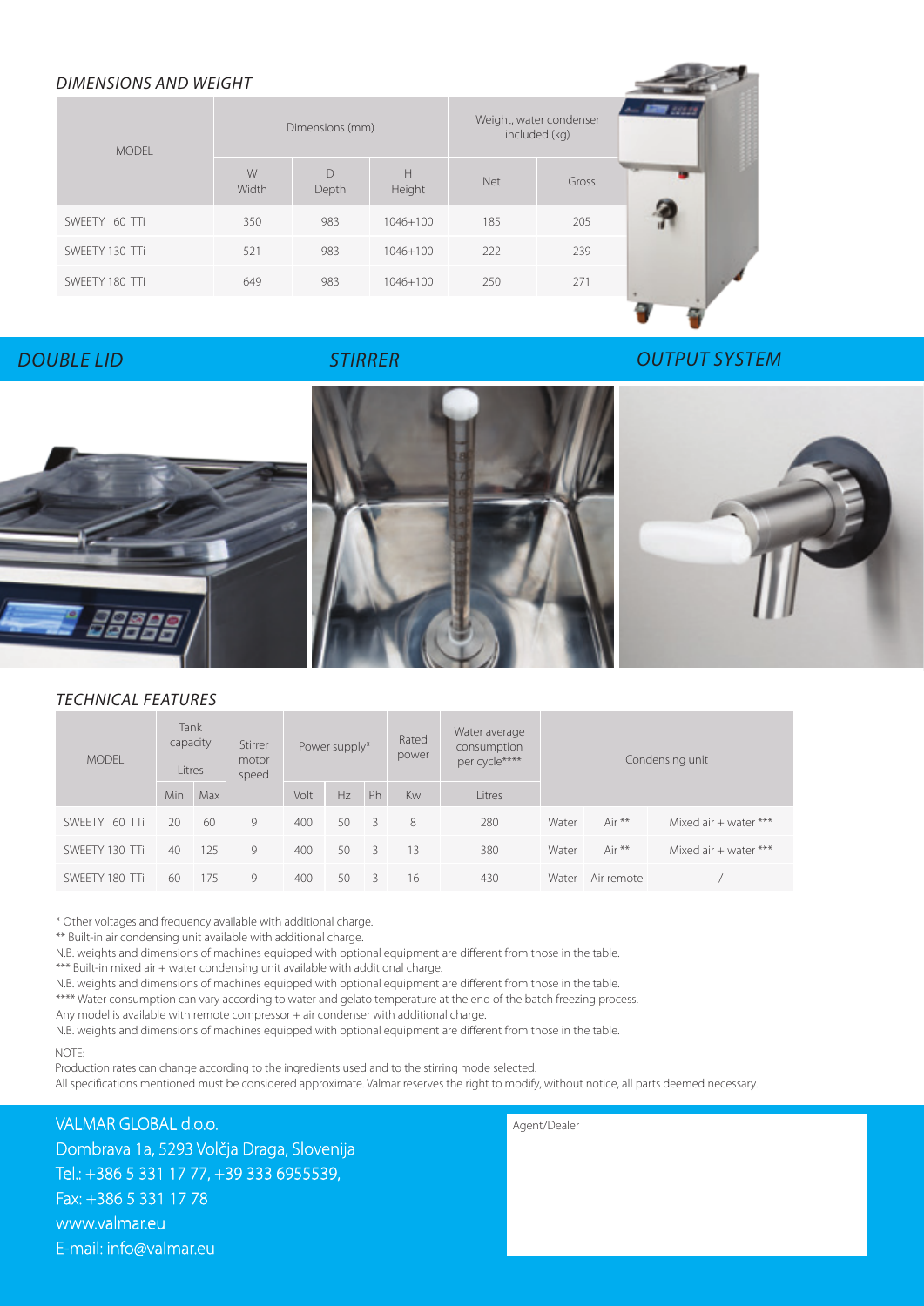## DIMENSIONS AND WEIGHT

| MODEL | Dimensions (mm) | | | Weight, water condenser included (kg) | |
|---|---|---|---|---|---|
| | W Width | D Depth | H Height | Net | Gross |
| SWEETY 60 TTi | 350 | 983 | 1046+100 | 185 | 205 |
| SWEETY 130 TTi | 521 | 983 | 1046+100 | 222 | 239 |
| SWEETY 180 TTi | 649 | 983 | 1046+100 | 250 | 271 |

## DOUBLE LID

## STIRRER

## OUTPUT SYSTEM

## TECHNICAL FEATURES

| MODEL | Tank capacity | | Stirrer motor speed | Power supply* | | | Rated power | Water average consumption per cycle**** | Condensing unit | | |
|---|---|---|---|---|---|---|---|---|---|---|---|
| | Litres | | | | | | | | | | |
| | Min | Max | | Volt | Hz | Ph | Kw | Litres | | | |
| SWEETY 60 TTi | 20 | 60 | 9 | 400 | 50 | 3 | 8 | 280 | Water | Air ** | Mixed air + water *** |
| SWEETY 130 TTi | 40 | 125 | 9 | 400 | 50 | 3 | 13 | 380 | Water | Air ** | Mixed air + water *** |
| SWEETY 180 TTi | 60 | 175 | 9 | 400 | 50 | 3 | 16 | 430 | Water | Air remote | / |

* Other voltages and frequency available with additional charge.
** Built-in air condensing unit available with additional charge.
N.B. weights and dimensions of machines equipped with optional equipment are different from those in the table.
*** Built-in mixed air + water condensing unit available with additional charge.
N.B. weights and dimensions of machines equipped with optional equipment are different from those in the table.
**** Water consumption can vary according to water and gelato temperature at the end of the batch freezing process.
Any model is available with remote compressor + air condenser with additional charge.
N.B. weights and dimensions of machines equipped with optional equipment are different from those in the table.

NOTE:
Production rates can change according to the ingredients used and to the stirring mode selected.
All specifications mentioned must be considered approximate. Valmar reserves the right to modify, without notice, all parts deemed necessary.

VALMAR GLOBAL d.o.o.
Dombrava 1a, 5293 Volčja Draga, Slovenija
Tel.: +386 5 331 17 77, +39 333 6955539,
Fax: +386 5 331 17 78
www.valmar.eu
E-mail: info@valmar.eu

Agent/Dealer